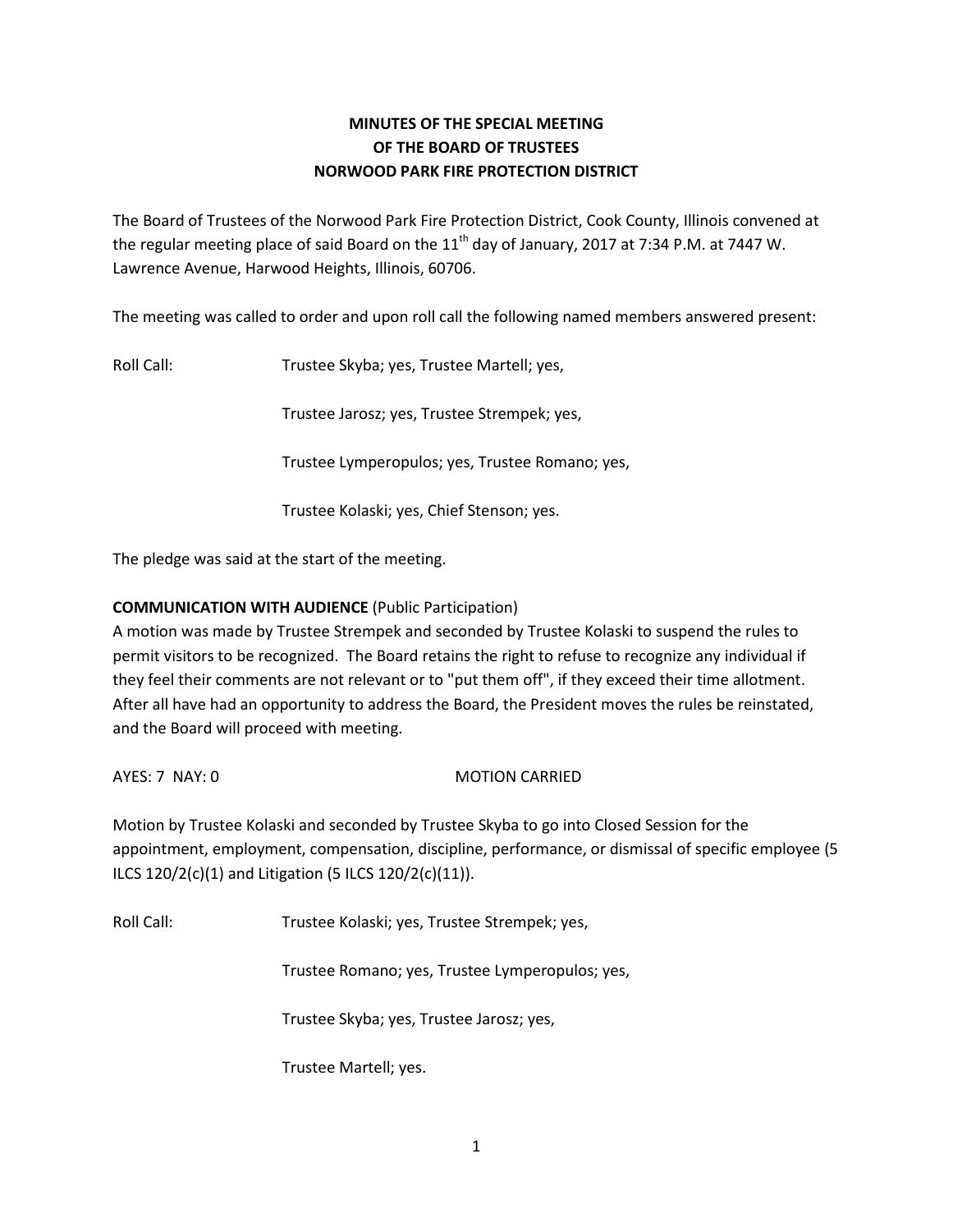# MINUTES OF THE SPECIAL MEETING
# OF THE BOARD OF TRUSTEES
# NORWOOD PARK FIRE PROTECTION DISTRICT

The Board of Trustees of the Norwood Park Fire Protection District, Cook County, Illinois convened at the regular meeting place of said Board on the 11th day of January, 2017 at 7:34 P.M. at 7447 W. Lawrence Avenue, Harwood Heights, Illinois, 60706.

The meeting was called to order and upon roll call the following named members answered present:

Roll Call: Trustee Skyba; yes, Trustee Martell; yes,

Trustee Jarosz; yes, Trustee Strempek; yes,

Trustee Lymperopulos; yes, Trustee Romano; yes,

Trustee Kolaski; yes, Chief Stenson; yes.

The pledge was said at the start of the meeting.

**COMMUNICATION WITH AUDIENCE** (Public Participation)
A motion was made by Trustee Strempek and seconded by Trustee Kolaski to suspend the rules to permit visitors to be recognized. The Board retains the right to refuse to recognize any individual if they feel their comments are not relevant or to "put them off", if they exceed their time allotment. After all have had an opportunity to address the Board, the President moves the rules be reinstated, and the Board will proceed with meeting.

AYES: 7 NAY: 0 MOTION CARRIED

Motion by Trustee Kolaski and seconded by Trustee Skyba to go into Closed Session for the appointment, employment, compensation, discipline, performance, or dismissal of specific employee (5 ILCS 120/2(c)(1) and Litigation (5 ILCS 120/2(c)(11)).

Roll Call: Trustee Kolaski; yes, Trustee Strempek; yes,

Trustee Romano; yes, Trustee Lymperopulos; yes,

Trustee Skyba; yes, Trustee Jarosz; yes,

Trustee Martell; yes.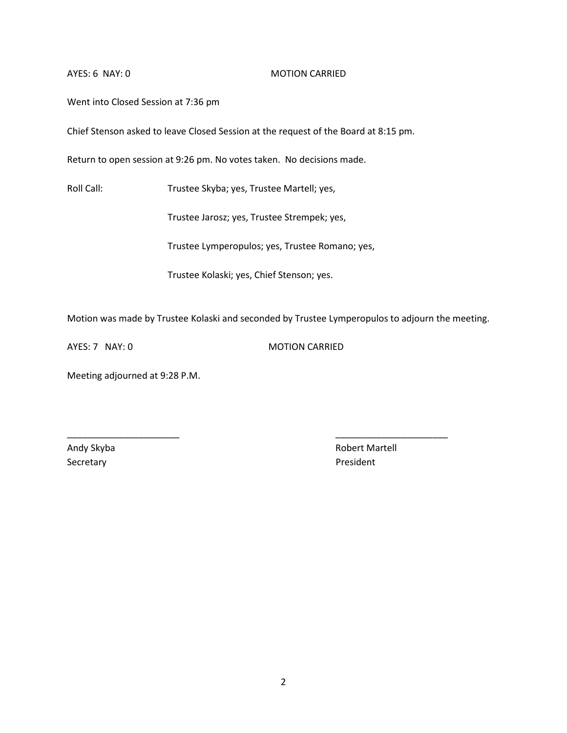AYES: 6 NAY: 0 MOTION CARRIED

Went into Closed Session at 7:36 pm

Chief Stenson asked to leave Closed Session at the request of the Board at 8:15 pm.

Return to open session at 9:26 pm. No votes taken. No decisions made.

Roll Call: Trustee Skyba; yes, Trustee Martell; yes,

Trustee Jarosz; yes, Trustee Strempek; yes,

Trustee Lymperopulos; yes, Trustee Romano; yes,

Trustee Kolaski; yes, Chief Stenson; yes.

Motion was made by Trustee Kolaski and seconded by Trustee Lymperopulos to adjourn the meeting.

AYES: 7 NAY: 0 MOTION CARRIED

Meeting adjourned at 9:28 P.M.

______________________ ______________________

Andy Skyba Robert Martell
Secretary President